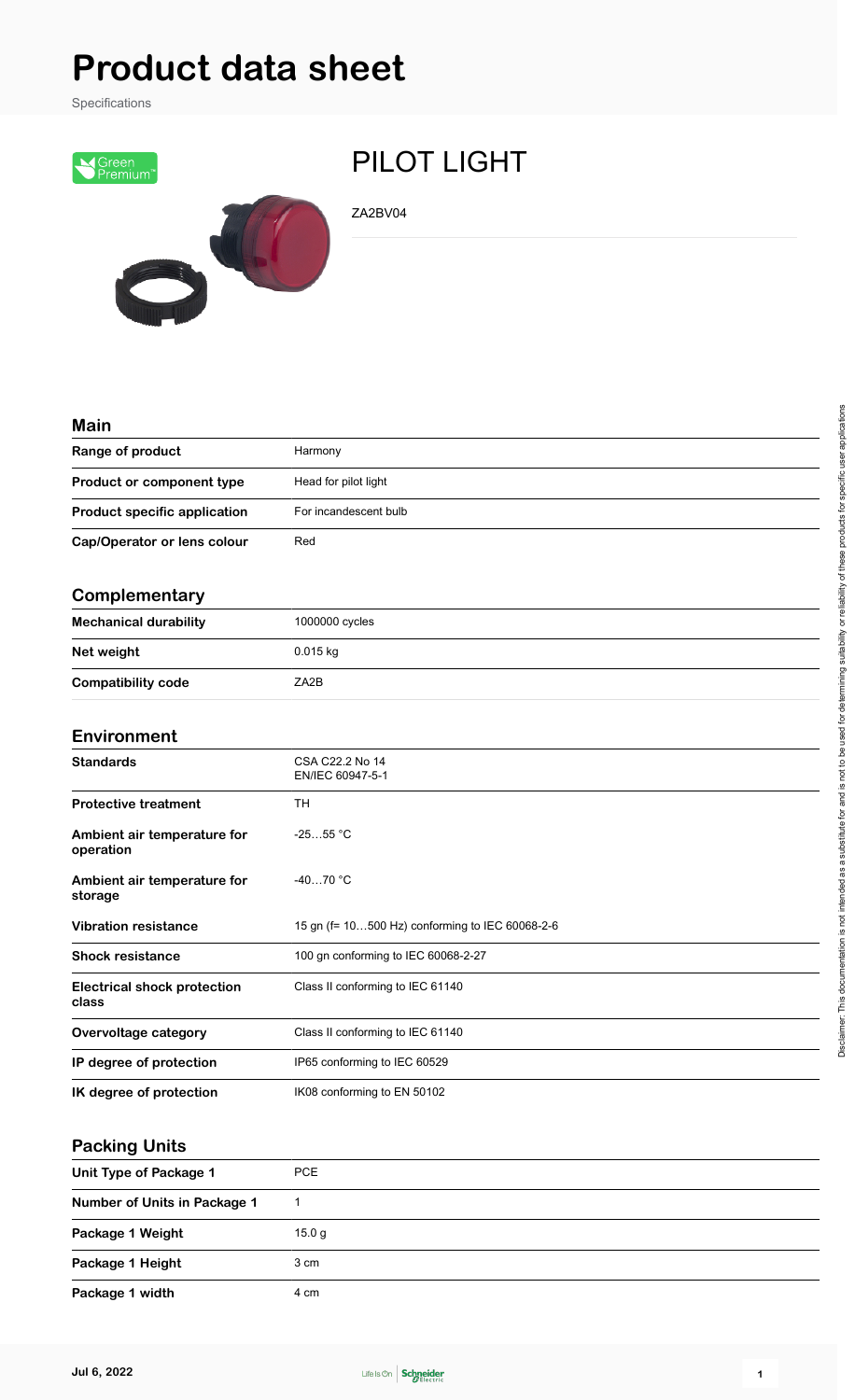# Product data sheet

Specifications

Green Premium™

## PILOT LIGHT

ZA2BV04

### Main

| | |
|---|---|
| **Range of product** | Harmony |
| **Product or component type** | Head for pilot light |
| **Product specific application** | For incandescent bulb |
| **Cap/Operator or lens colour** | Red |

### Complementary

| | |
|---|---|
| **Mechanical durability** | 1000000 cycles |
| **Net weight** | 0.015 kg |
| **Compatibility code** | ZA2B |

### Environment

| | |
|---|---|
| **Standards** | CSA C22.2 No 14<br>EN/IEC 60947-5-1 |
| **Protective treatment** | TH |
| **Ambient air temperature for operation** | -25…55 °C |
| **Ambient air temperature for storage** | -40…70 °C |
| **Vibration resistance** | 15 gn (f= 10…500 Hz) conforming to IEC 60068-2-6 |
| **Shock resistance** | 100 gn conforming to IEC 60068-2-27 |
| **Electrical shock protection class** | Class II conforming to IEC 61140 |
| **Overvoltage category** | Class II conforming to IEC 61140 |
| **IP degree of protection** | IP65 conforming to IEC 60529 |
| **IK degree of protection** | IK08 conforming to EN 50102 |

### Packing Units

| | |
|---|---|
| **Unit Type of Package 1** | PCE |
| **Number of Units in Package 1** | 1 |
| **Package 1 Weight** | 15.0 g |
| **Package 1 Height** | 3 cm |
| **Package 1 width** | 4 cm |

Disclaimer: This documentation is not intended as a substitute for and is not to be used for determining suitability or reliability of these products for specific user applications

Jul 6, 2022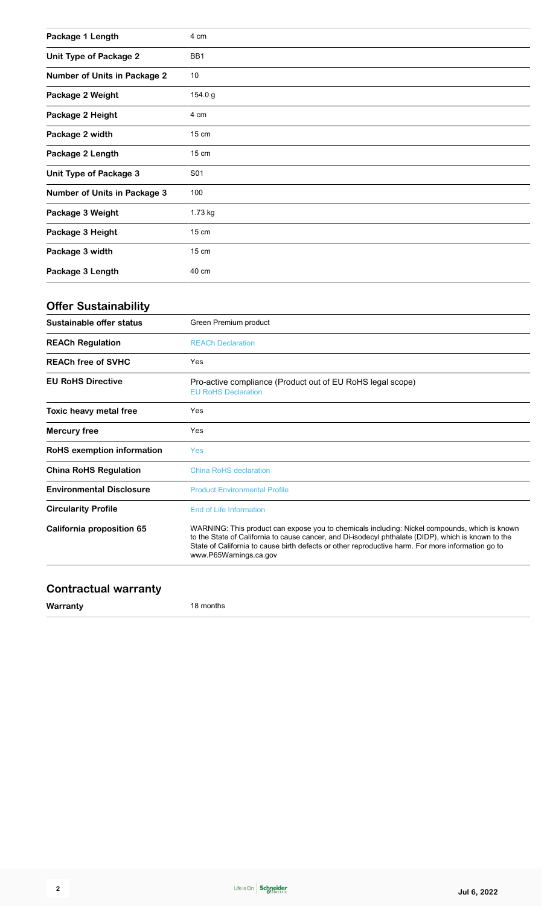| | |
|---|---|
| Package 1 Length | 4 cm |
| Unit Type of Package 2 | BB1 |
| Number of Units in Package 2 | 10 |
| Package 2 Weight | 154.0 g |
| Package 2 Height | 4 cm |
| Package 2 width | 15 cm |
| Package 2 Length | 15 cm |
| Unit Type of Package 3 | S01 |
| Number of Units in Package 3 | 100 |
| Package 3 Weight | 1.73 kg |
| Package 3 Height | 15 cm |
| Package 3 width | 15 cm |
| Package 3 Length | 40 cm |

## Offer Sustainability

| | |
|---|---|
| Sustainable offer status | Green Premium product |
| REACh Regulation | REACh Declaration |
| REACh free of SVHC | Yes |
| EU RoHS Directive | Pro-active compliance (Product out of EU RoHS legal scope) EU RoHS Declaration |
| Toxic heavy metal free | Yes |
| Mercury free | Yes |
| RoHS exemption information | Yes |
| China RoHS Regulation | China RoHS declaration |
| Environmental Disclosure | Product Environmental Profile |
| Circularity Profile | End of Life Information |
| California proposition 65 | WARNING: This product can expose you to chemicals including: Nickel compounds, which is known to the State of California to cause cancer, and Di-isodecyl phthalate (DIDP), which is known to the State of California to cause birth defects or other reproductive harm. For more information go to www.P65Warnings.ca.gov |

## Contractual warranty

| | |
|---|---|
| Warranty | 18 months |